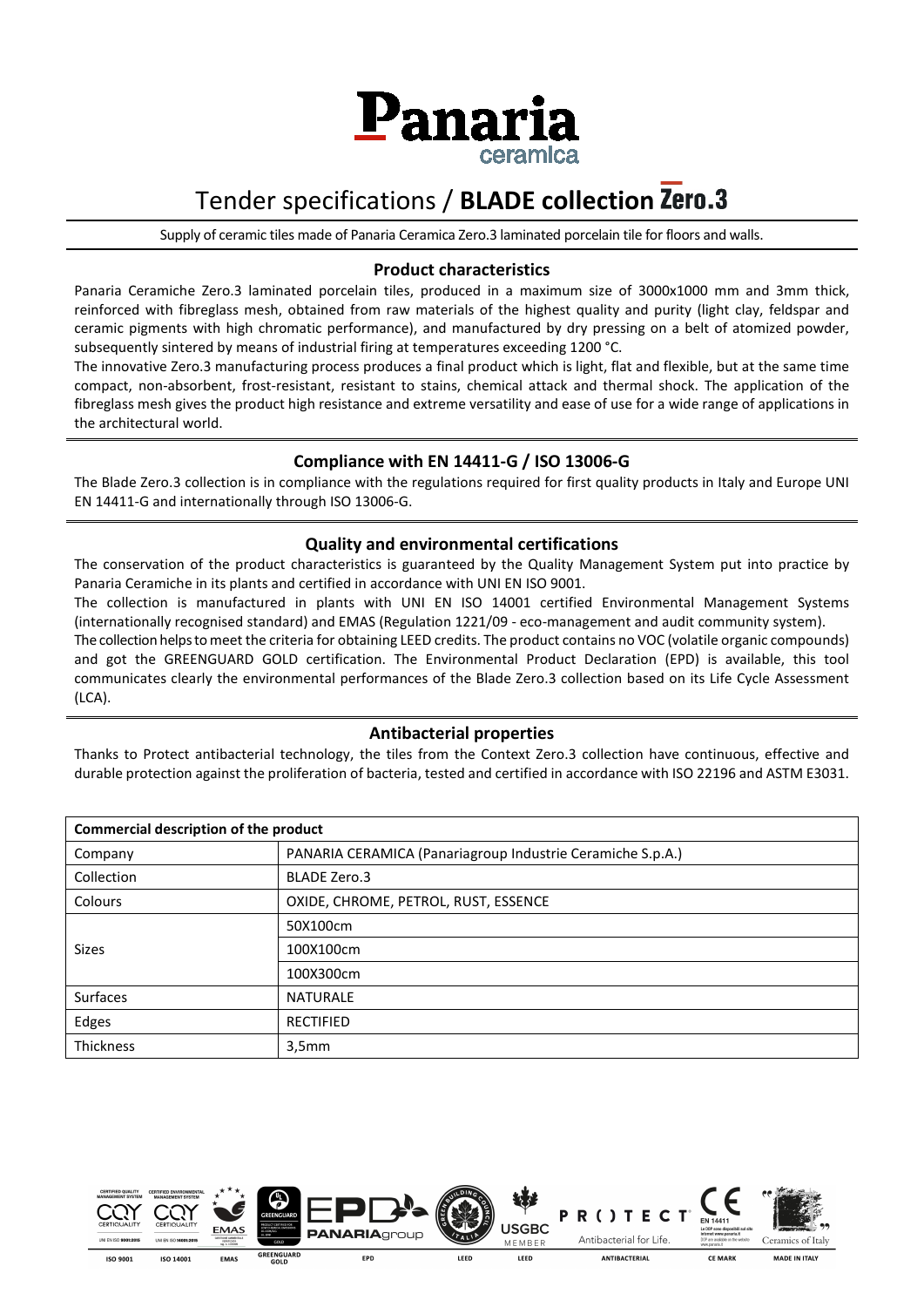# Panaria ceramica

## Tender specifications / BLADE collection Zero.3

Supply of ceramic tiles made of Panaria Ceramica Zero.3 laminated porcelain tile for floors and walls.

### Product characteristics

Panaria Ceramiche Zero.3 laminated porcelain tiles, produced in a maximum size of 3000x1000 mm and 3mm thick, reinforced with fibreglass mesh, obtained from raw materials of the highest quality and purity (light clay, feldspar and ceramic pigments with high chromatic performance), and manufactured by dry pressing on a belt of atomized powder, subsequently sintered by means of industrial firing at temperatures exceeding 1200 °C.

The innovative Zero.3 manufacturing process produces a final product which is light, flat and flexible, but at the same time compact, non-absorbent, frost-resistant, resistant to stains, chemical attack and thermal shock. The application of the fibreglass mesh gives the product high resistance and extreme versatility and ease of use for a wide range of applications in the architectural world.

### Compliance with EN 14411-G / ISO 13006-G

The Blade Zero.3 collection is in compliance with the regulations required for first quality products in Italy and Europe UNI EN 14411-G and internationally through ISO 13006-G.

### Quality and environmental certifications

The conservation of the product characteristics is guaranteed by the Quality Management System put into practice by Panaria Ceramiche in its plants and certified in accordance with UNI EN ISO 9001.

The collection is manufactured in plants with UNI EN ISO 14001 certified Environmental Management Systems (internationally recognised standard) and EMAS (Regulation 1221/09 - eco-management and audit community system).

The collection helps to meet the criteria for obtaining LEED credits. The product contains no VOC (volatile organic compounds) and got the GREENGUARD GOLD certification. The Environmental Product Declaration (EPD) is available, this tool communicates clearly the environmental performances of the Blade Zero.3 collection based on its Life Cycle Assessment (LCA).

### Antibacterial properties

Thanks to Protect antibacterial technology, the tiles from the Context Zero.3 collection have continuous, effective and durable protection against the proliferation of bacteria, tested and certified in accordance with ISO 22196 and ASTM E3031.

| Commercial description of the product | |
|---|---|
| Company | PANARIA CERAMICA (Panariagroup Industrie Ceramiche S.p.A.) |
| Collection | BLADE Zero.3 |
| Colours | OXIDE, CHROME, PETROL, RUST, ESSENCE |
| Sizes | 50X100cm |
| | 100X100cm |
| | 100X300cm |
| Surfaces | NATURALE |
| Edges | RECTIFIED |
| Thickness | 3,5mm |

ISO 9001 | ISO 14001 | EMAS | GREENGUARD GOLD | EPD | LEED | LEED | ANTIBACTERIAL | CE MARK | MADE IN ITALY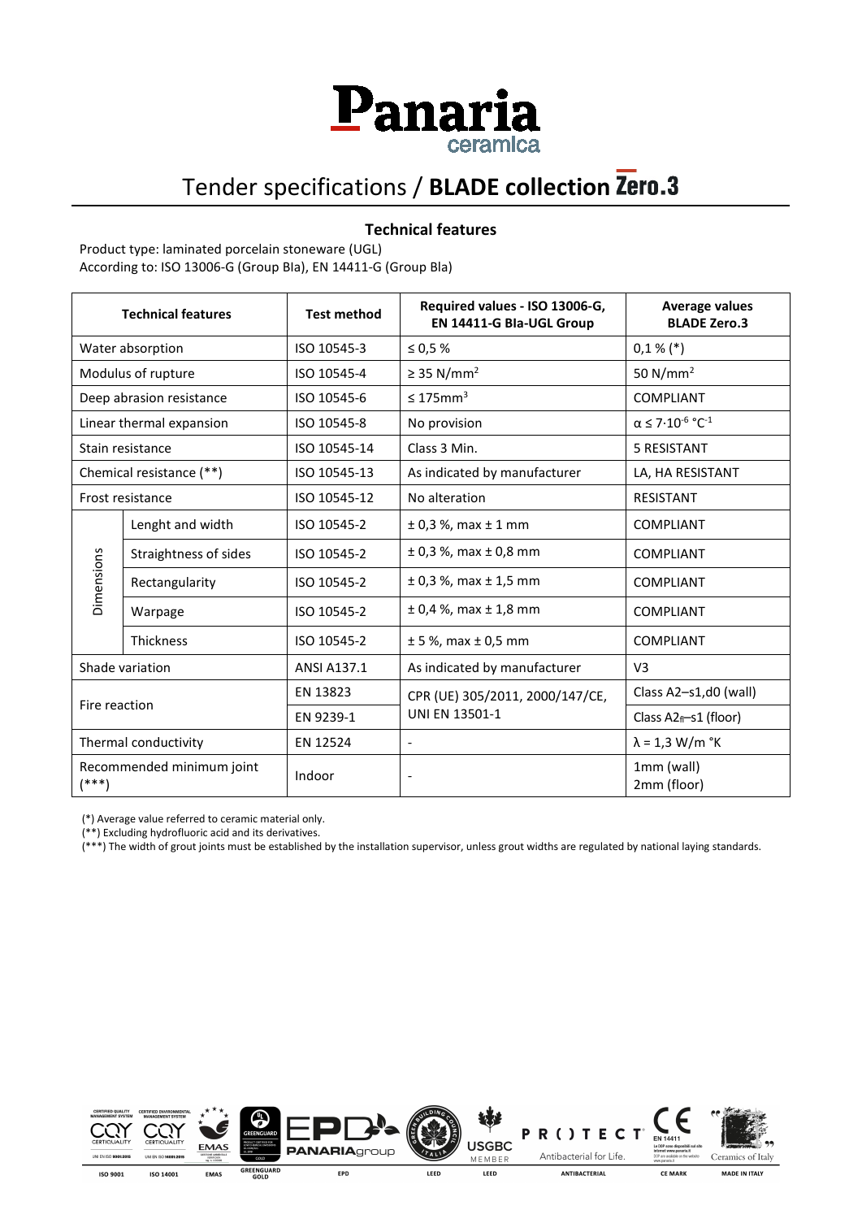# Panaria ceramica

## Tender specifications / BLADE collection Zero.3

### Technical features

Product type: laminated porcelain stoneware (UGL)
According to: ISO 13006-G (Group BIa), EN 14411-G (Group BIa)

| Technical features | | Test method | Required values - ISO 13006-G, EN 14411-G BIa-UGL Group | Average values BLADE Zero.3 |
|---|---|---|---|---|
| Water absorption | | ISO 10545-3 | ≤ 0,5 % | 0,1 % (*) |
| Modulus of rupture | | ISO 10545-4 | ≥ 35 $N/mm^2$ | 50 $N/mm^2$ |
| Deep abrasion resistance | | ISO 10545-6 | ≤ 175$mm^3$ | COMPLIANT |
| Linear thermal expansion | | ISO 10545-8 | No provision | $\alpha \leq 7 \cdot 10^{-6}$ °$C^{-1}$ |
| Stain resistance | | ISO 10545-14 | Class 3 Min. | 5 RESISTANT |
| Chemical resistance (**) | | ISO 10545-13 | As indicated by manufacturer | LA, HA RESISTANT |
| Frost resistance | | ISO 10545-12 | No alteration | RESISTANT |
| Dimensions | Lenght and width | ISO 10545-2 | ± 0,3 %, max ± 1 mm | COMPLIANT |
| | Straightness of sides | ISO 10545-2 | ± 0,3 %, max ± 0,8 mm | COMPLIANT |
| | Rectangularity | ISO 10545-2 | ± 0,3 %, max ± 1,5 mm | COMPLIANT |
| | Warpage | ISO 10545-2 | ± 0,4 %, max ± 1,8 mm | COMPLIANT |
| | Thickness | ISO 10545-2 | ± 5 %, max ± 0,5 mm | COMPLIANT |
| Shade variation | | ANSI A137.1 | As indicated by manufacturer | V3 |
| Fire reaction | | EN 13823 | CPR (UE) 305/2011, 2000/147/CE, UNI EN 13501-1 | Class A2–s1,d0 (wall) |
| | | EN 9239-1 | | Class $A2_{fl}$–s1 (floor) |
| Thermal conductivity | | EN 12524 | - | λ = 1,3 W/m °K |
| Recommended minimum joint (***) | | Indoor | - | 1mm (wall)<br>2mm (floor) |

(*) Average value referred to ceramic material only.
(**) Excluding hydrofluoric acid and its derivatives.
(***) The width of grout joints must be established by the installation supervisor, unless grout widths are regulated by national laying standards.

ISO 9001 | ISO 14001 | EMAS | GREENGUARD GOLD | EPD | LEED | LEED | ANTIBACTERIAL | CE MARK | MADE IN ITALY